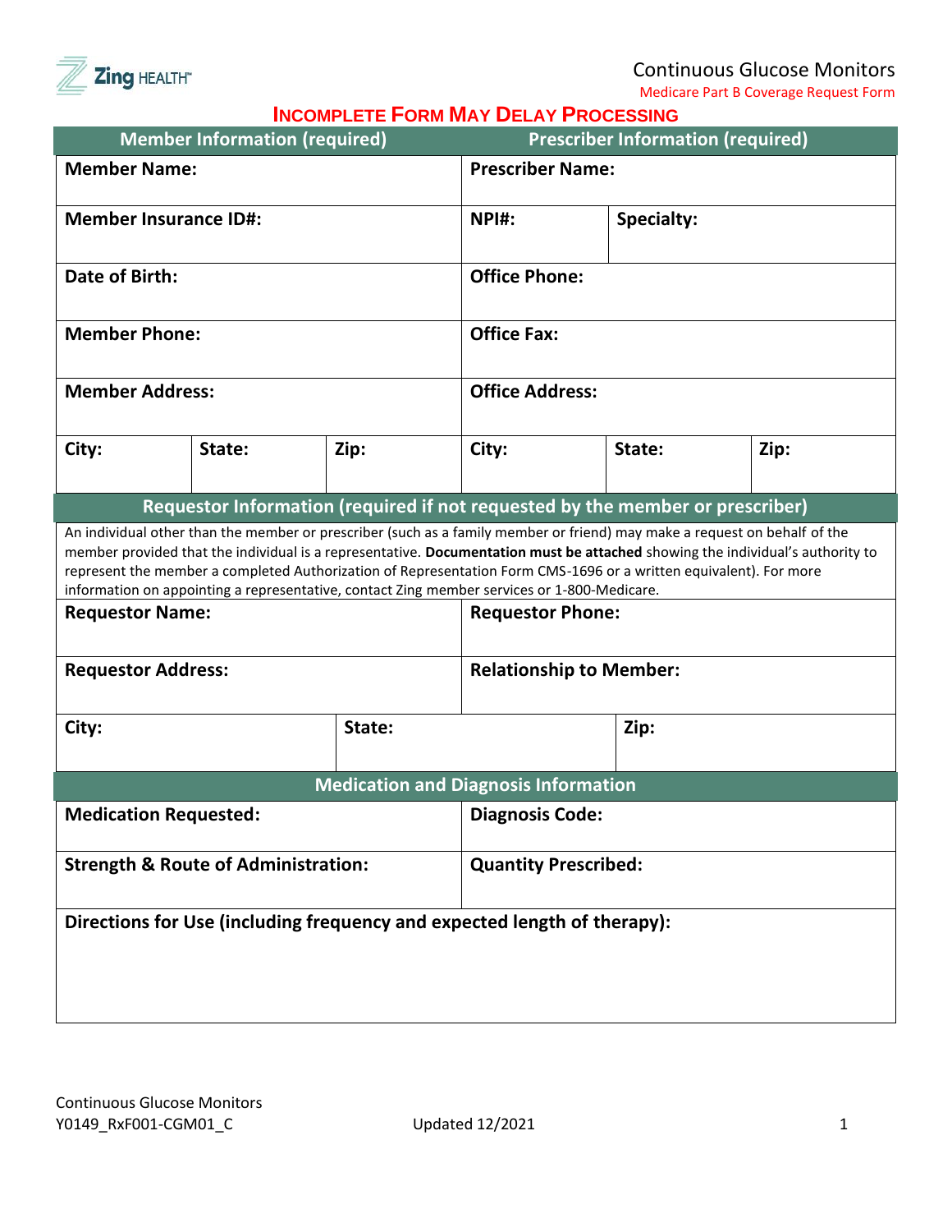Zing HEALTH™

# Continuous Glucose Monitors

Medicare Part B Coverage Request Form

**INCOMPLETE FORM MAY DELAY PROCESSING**

| Member Information (required) | | | Prescriber Information (required) | | |
|---|---|---|---|---|---|
| **Member Name:** | | | **Prescriber Name:** | | |
| **Member Insurance ID#:** | | | **NPI#:** | **Specialty:** | |
| **Date of Birth:** | | | **Office Phone:** | | |
| **Member Phone:** | | | **Office Fax:** | | |
| **Member Address:** | | | **Office Address:** | | |
| **City:** | **State:** | **Zip:** | **City:** | **State:** | **Zip:** |

**Requestor Information (required if not requested by the member or prescriber)**

An individual other than the member or prescriber (such as a family member or friend) may make a request on behalf of the member provided that the individual is a representative. **Documentation must be attached** showing the individual's authority to represent the member a completed Authorization of Representation Form CMS-1696 or a written equivalent). For more information on appointing a representative, contact Zing member services or 1-800-Medicare.

| | | |
|---|---|---|
| **Requestor Name:** | **Requestor Phone:** | |
| **Requestor Address:** | **Relationship to Member:** | |
| **City:** | **State:** | **Zip:** |

**Medication and Diagnosis Information**

| | |
|---|---|
| **Medication Requested:** | **Diagnosis Code:** |
| **Strength & Route of Administration:** | **Quantity Prescribed:** |
| **Directions for Use (including frequency and expected length of therapy):** | |

Continuous Glucose Monitors
Y0149_RxF001-CGM01_C

Updated 12/2021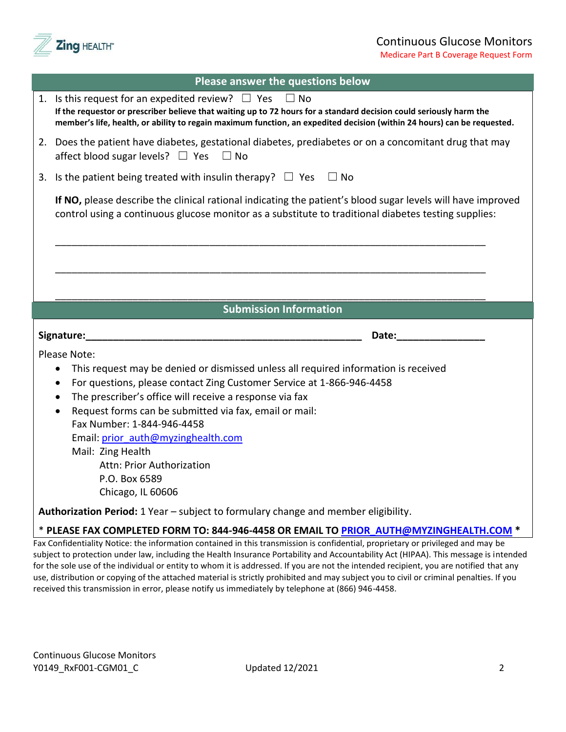## Please answer the questions below

1. Is this request for an expedited review? ☐ Yes ☐ No
   **If the requestor or prescriber believe that waiting up to 72 hours for a standard decision could seriously harm the member's life, health, or ability to regain maximum function, an expedited decision (within 24 hours) can be requested.**

2. Does the patient have diabetes, gestational diabetes, prediabetes or on a concomitant drug that may affect blood sugar levels? ☐ Yes ☐ No

3. Is the patient being treated with insulin therapy? ☐ Yes ☐ No

   **If NO,** please describe the clinical rational indicating the patient's blood sugar levels will have improved control using a continuous glucose monitor as a substitute to traditional diabetes testing supplies:

   ___________________________________________________________________________

   ___________________________________________________________________________

   ___________________________________________________________________________

## Submission Information

**Signature:**_______________________________________________ **Date:**_______________

Please Note:

- This request may be denied or dismissed unless all required information is received
- For questions, please contact Zing Customer Service at 1-866-946-4458
- The prescriber's office will receive a response via fax
- Request forms can be submitted via fax, email or mail:
  Fax Number: 1-844-946-4458
  Email: prior_auth@myzinghealth.com
  Mail: Zing Health
  Attn: Prior Authorization
  P.O. Box 6589
  Chicago, IL 60606

**Authorization Period:** 1 Year – subject to formulary change and member eligibility.

\* **PLEASE FAX COMPLETED FORM TO: 844-946-4458 OR EMAIL TO PRIOR_AUTH@MYZINGHEALTH.COM** *

Fax Confidentiality Notice: the information contained in this transmission is confidential, proprietary or privileged and may be subject to protection under law, including the Health Insurance Portability and Accountability Act (HIPAA). This message is intended for the sole use of the individual or entity to whom it is addressed. If you are not the intended recipient, you are notified that any use, distribution or copying of the attached material is strictly prohibited and may subject you to civil or criminal penalties. If you received this transmission in error, please notify us immediately by telephone at (866) 946-4458.

Continuous Glucose Monitors
Y0149_RxF001-CGM01_C Updated 12/2021